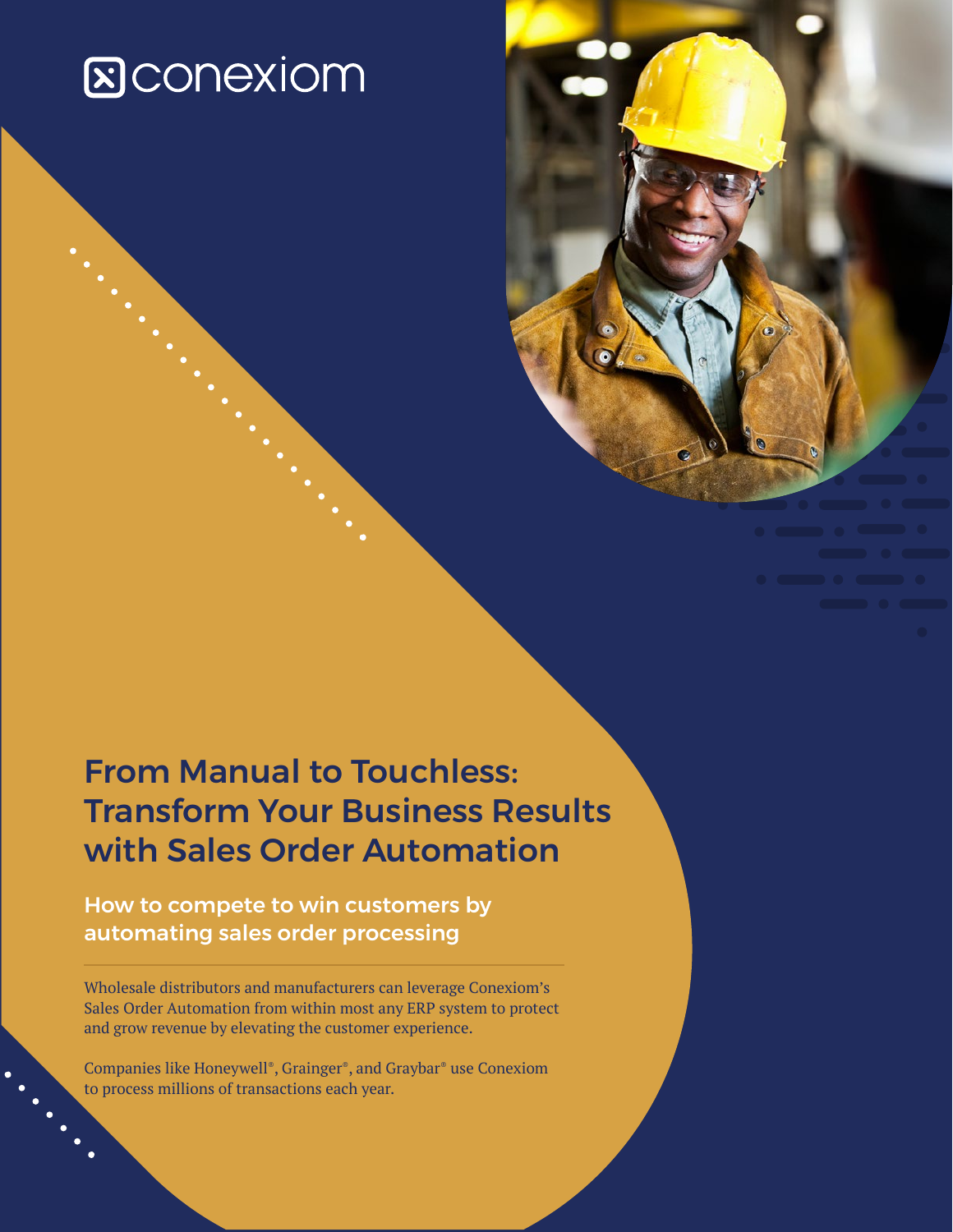conexiom

# From Manual to Touchless: Transform Your Business Results with Sales Order Automation

## How to compete to win customers by automating sales order processing

Wholesale distributors and manufacturers can leverage Conexiom's Sales Order Automation from within most any ERP system to protect and grow revenue by elevating the customer experience.

Companies like Honeywell®, Grainger®, and Graybar® use Conexiom to process millions of transactions each year.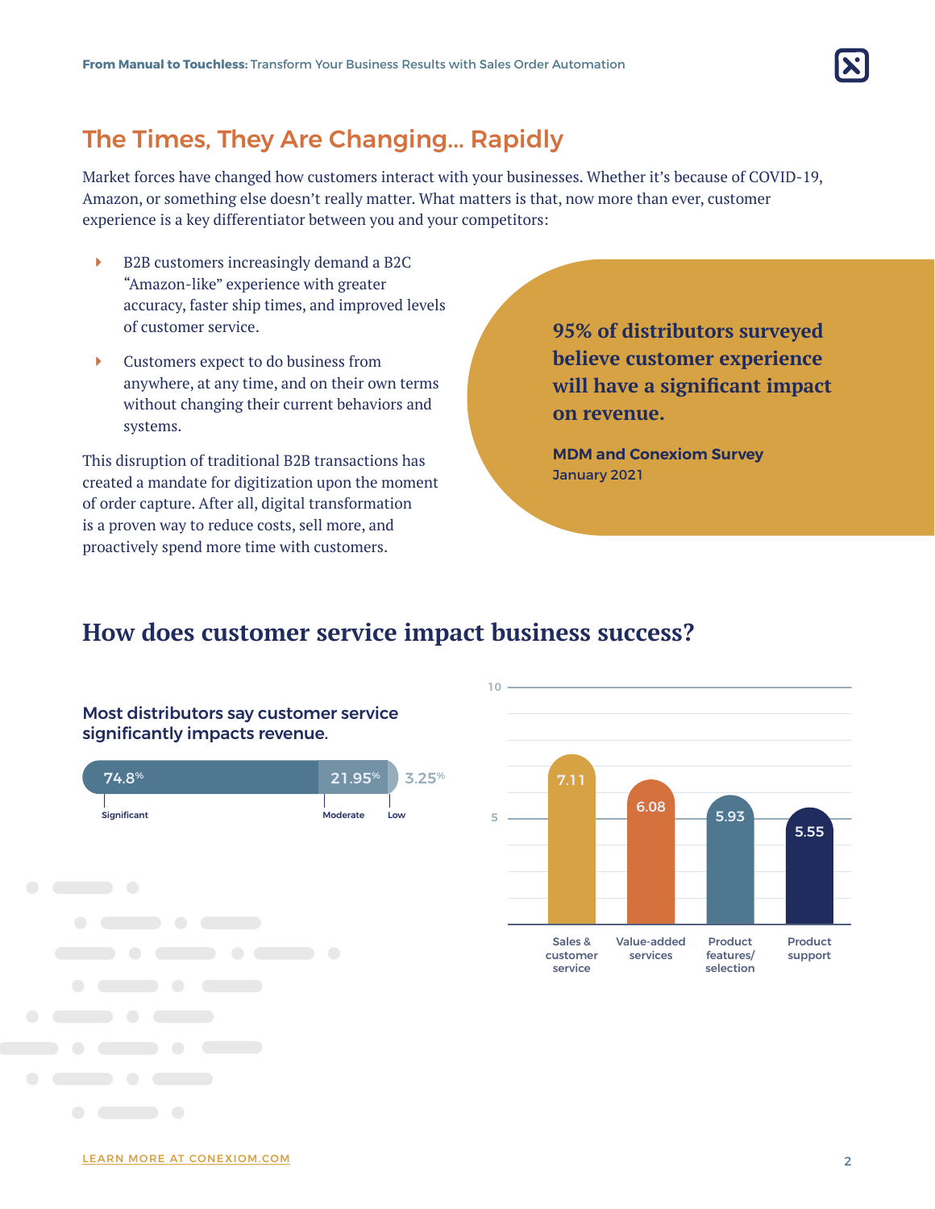## The Times, They Are Changing... Rapidly

Market forces have changed how customers interact with your businesses. Whether it's because of COVID-19, Amazon, or something else doesn't really matter. What matters is that, now more than ever, customer experience is a key differentiator between you and your competitors:

- B2B customers increasingly demand a B2C "Amazon-like" experience with greater accuracy, faster ship times, and improved levels of customer service.
- Customers expect to do business from anywhere, at any time, and on their own terms without changing their current behaviors and systems.

This disruption of traditional B2B transactions has created a mandate for digitization upon the moment of order capture. After all, digital transformation is a proven way to reduce costs, sell more, and proactively spend more time with customers.

**95% of distributors surveyed believe customer experience will have a significant impact on revenue.**

**MDM and Conexiom Survey**
January 2021

## How does customer service impact business success?

### Most distributors say customer service significantly impacts revenue.

| Significant | Moderate | Low |
| --- | --- | --- |
| 74.8% | 21.95% | 3.25% |

| Sales & customer service | Value-added services | Product features/ selection | Product support |
| --- | --- | --- | --- |
| 7.11 | 6.08 | 5.93 | 5.55 |

LEARN MORE AT CONEXIOM.COM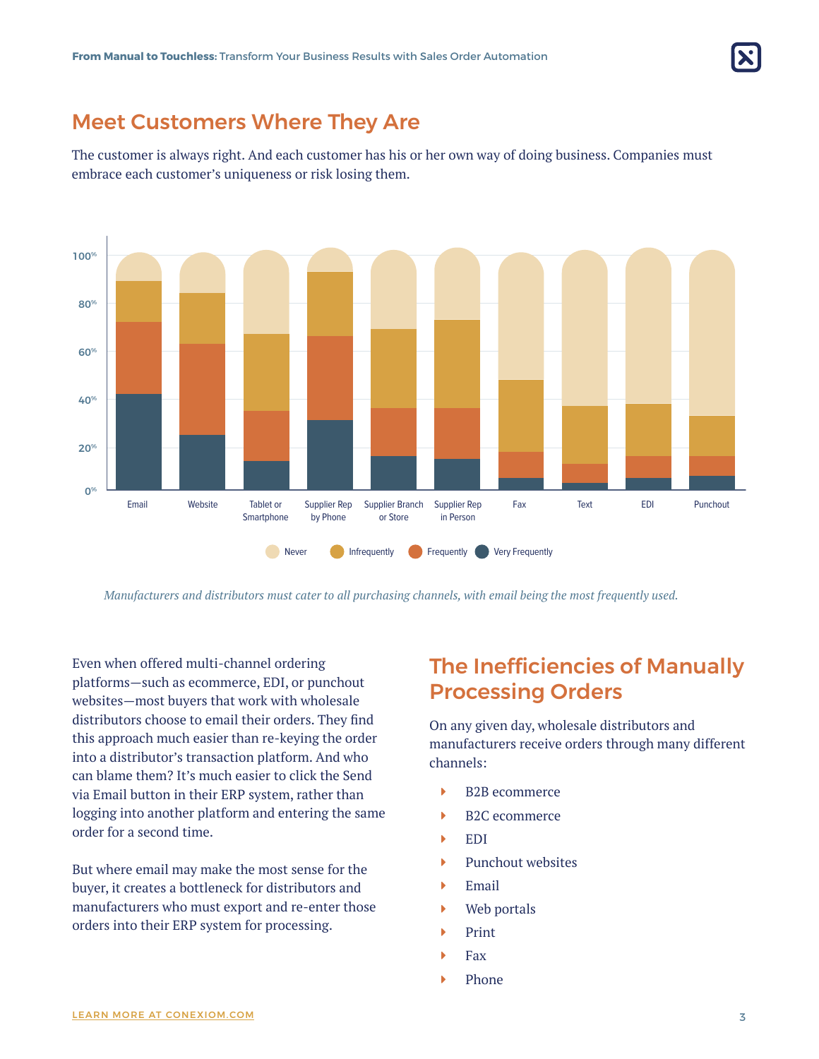## Meet Customers Where They Are

The customer is always right. And each customer has his or her own way of doing business. Companies must embrace each customer's uniqueness or risk losing them.

*Manufacturers and distributors must cater to all purchasing channels, with email being the most frequently used.*

Even when offered multi-channel ordering platforms—such as ecommerce, EDI, or punchout websites—most buyers that work with wholesale distributors choose to email their orders. They find this approach much easier than re-keying the order into a distributor's transaction platform. And who can blame them? It's much easier to click the Send via Email button in their ERP system, rather than logging into another platform and entering the same order for a second time.

But where email may make the most sense for the buyer, it creates a bottleneck for distributors and manufacturers who must export and re-enter those orders into their ERP system for processing.

## The Inefficiencies of Manually Processing Orders

On any given day, wholesale distributors and manufacturers receive orders through many different channels:

- B2B ecommerce
- B2C ecommerce
- EDI
- Punchout websites
- Email
- Web portals
- Print
- Fax
- Phone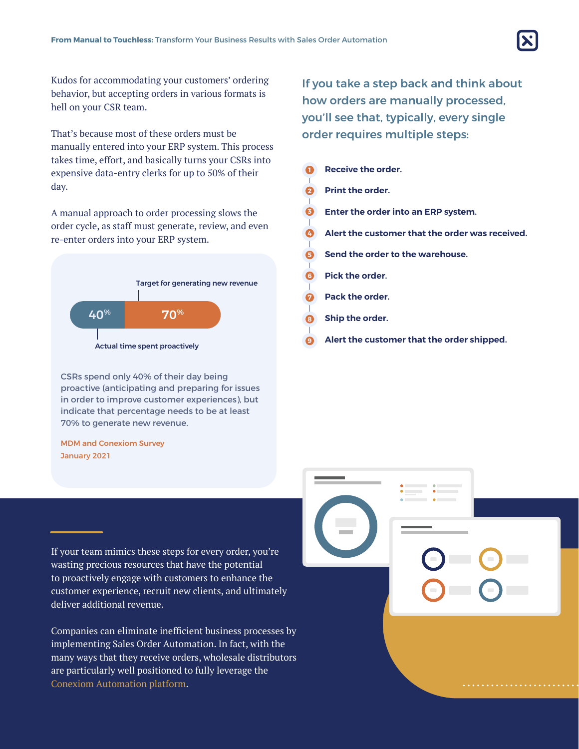Kudos for accommodating your customers' ordering behavior, but accepting orders in various formats is hell on your CSR team.

That's because most of these orders must be manually entered into your ERP system. This process takes time, effort, and basically turns your CSRs into expensive data-entry clerks for up to 50% of their day.

A manual approach to order processing slows the order cycle, as staff must generate, review, and even re-enter orders into your ERP system.

Target for generating new revenue

40% | 70%

Actual time spent proactively

CSRs spend only 40% of their day being proactive (anticipating and preparing for issues in order to improve customer experiences), but indicate that percentage needs to be at least 70% to generate new revenue.

MDM and Conexiom Survey
January 2021

## If you take a step back and think about how orders are manually processed, you'll see that, typically, every single order requires multiple steps:

1. **Receive the order.**
2. **Print the order.**
3. **Enter the order into an ERP system.**
4. **Alert the customer that the order was received.**
5. **Send the order to the warehouse.**
6. **Pick the order.**
7. **Pack the order.**
8. **Ship the order.**
9. **Alert the customer that the order shipped.**

If your team mimics these steps for every order, you're wasting precious resources that have the potential to proactively engage with customers to enhance the customer experience, recruit new clients, and ultimately deliver additional revenue.

Companies can eliminate inefficient business processes by implementing Sales Order Automation. In fact, with the many ways that they receive orders, wholesale distributors are particularly well positioned to fully leverage the Conexiom Automation platform.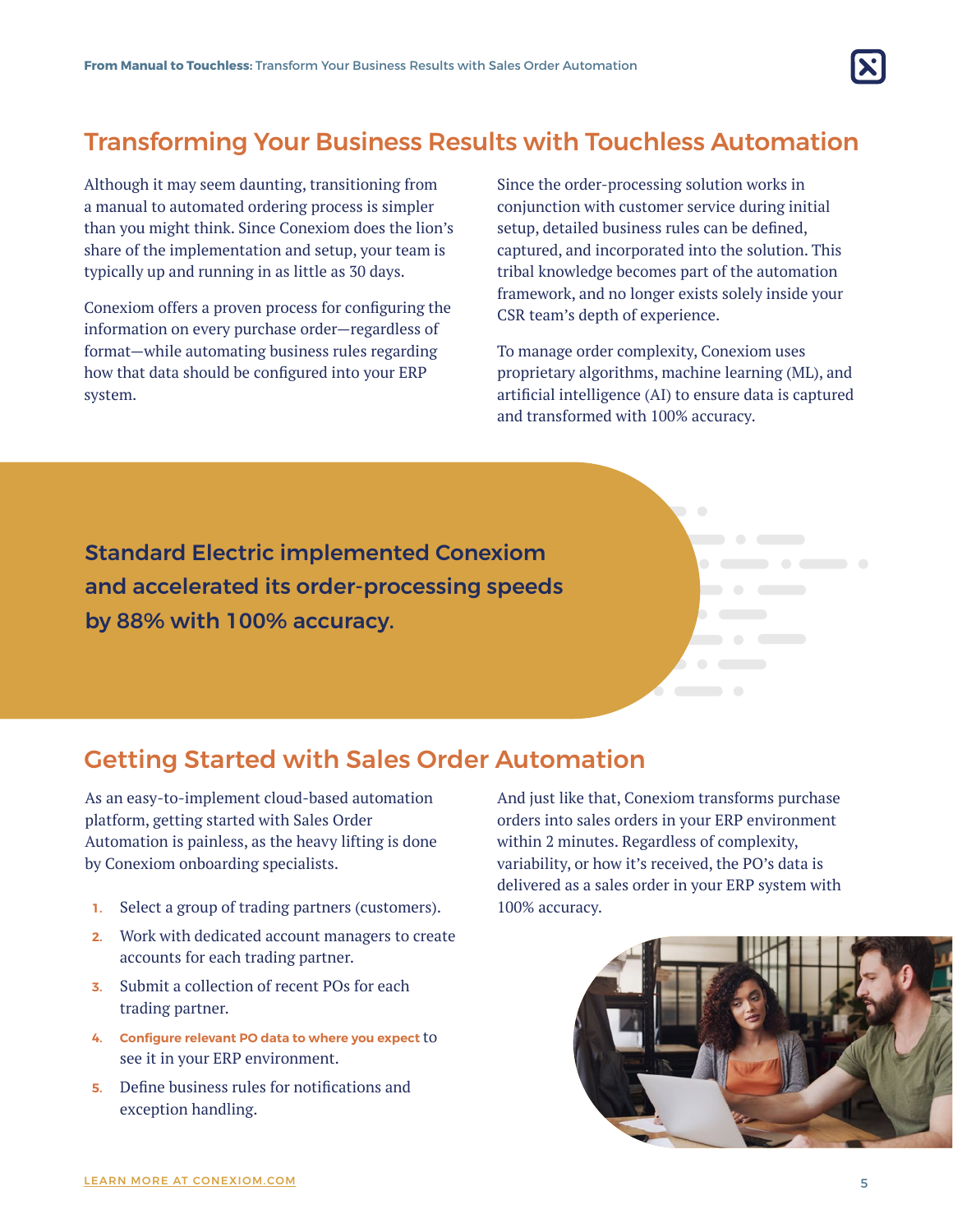## Transforming Your Business Results with Touchless Automation

Although it may seem daunting, transitioning from a manual to automated ordering process is simpler than you might think. Since Conexiom does the lion's share of the implementation and setup, your team is typically up and running in as little as 30 days.

Conexiom offers a proven process for configuring the information on every purchase order—regardless of format—while automating business rules regarding how that data should be configured into your ERP system.

Since the order-processing solution works in conjunction with customer service during initial setup, detailed business rules can be defined, captured, and incorporated into the solution. This tribal knowledge becomes part of the automation framework, and no longer exists solely inside your CSR team's depth of experience.

To manage order complexity, Conexiom uses proprietary algorithms, machine learning (ML), and artificial intelligence (AI) to ensure data is captured and transformed with 100% accuracy.

**Standard Electric implemented Conexiom and accelerated its order-processing speeds by 88% with 100% accuracy.**

## Getting Started with Sales Order Automation

As an easy-to-implement cloud-based automation platform, getting started with Sales Order Automation is painless, as the heavy lifting is done by Conexiom onboarding specialists.

1. Select a group of trading partners (customers).
2. Work with dedicated account managers to create accounts for each trading partner.
3. Submit a collection of recent POs for each trading partner.
4. **Configure relevant PO data to where you expect** to see it in your ERP environment.
5. Define business rules for notifications and exception handling.

And just like that, Conexiom transforms purchase orders into sales orders in your ERP environment within 2 minutes. Regardless of complexity, variability, or how it's received, the PO's data is delivered as a sales order in your ERP system with 100% accuracy.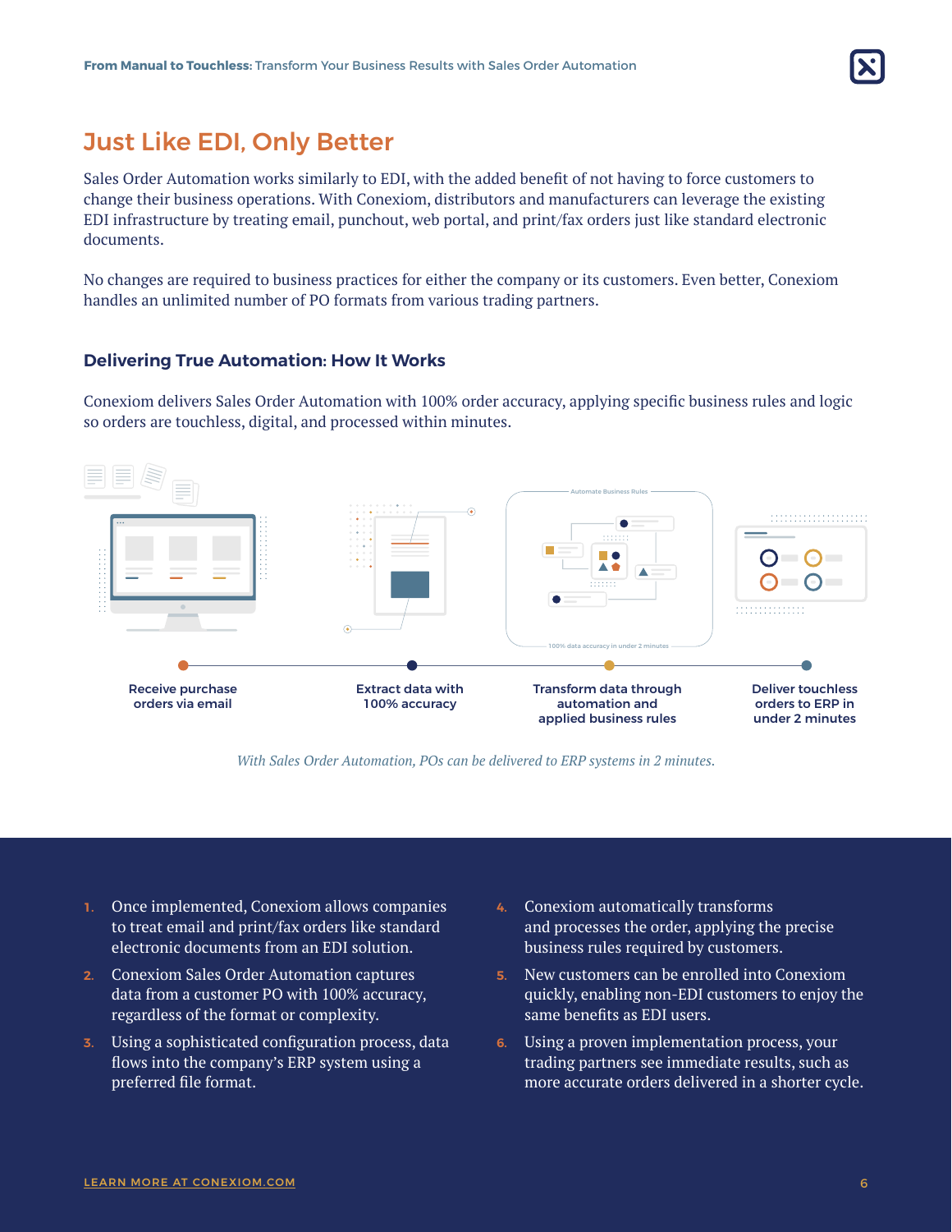## Just Like EDI, Only Better

Sales Order Automation works similarly to EDI, with the added benefit of not having to force customers to change their business operations. With Conexiom, distributors and manufacturers can leverage the existing EDI infrastructure by treating email, punchout, web portal, and print/fax orders just like standard electronic documents.

No changes are required to business practices for either the company or its customers. Even better, Conexiom handles an unlimited number of PO formats from various trading partners.

### Delivering True Automation: How It Works

Conexiom delivers Sales Order Automation with 100% order accuracy, applying specific business rules and logic so orders are touchless, digital, and processed within minutes.

Receive purchase orders via email

Extract data with 100% accuracy

Transform data through automation and applied business rules

Deliver touchless orders to ERP in under 2 minutes

*With Sales Order Automation, POs can be delivered to ERP systems in 2 minutes.*

1. Once implemented, Conexiom allows companies to treat email and print/fax orders like standard electronic documents from an EDI solution.
2. Conexiom Sales Order Automation captures data from a customer PO with 100% accuracy, regardless of the format or complexity.
3. Using a sophisticated configuration process, data flows into the company's ERP system using a preferred file format.
4. Conexiom automatically transforms and processes the order, applying the precise business rules required by customers.
5. New customers can be enrolled into Conexiom quickly, enabling non-EDI customers to enjoy the same benefits as EDI users.
6. Using a proven implementation process, your trading partners see immediate results, such as more accurate orders delivered in a shorter cycle.

LEARN MORE AT CONEXIOM.COM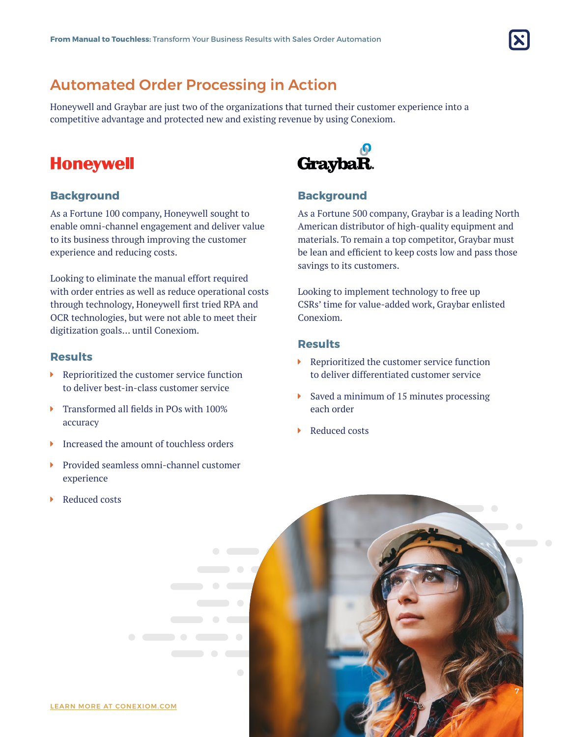## Automated Order Processing in Action

Honeywell and Graybar are just two of the organizations that turned their customer experience into a competitive advantage and protected new and existing revenue by using Conexiom.

### Honeywell

#### Background

As a Fortune 100 company, Honeywell sought to enable omni-channel engagement and deliver value to its business through improving the customer experience and reducing costs.

Looking to eliminate the manual effort required with order entries as well as reduce operational costs through technology, Honeywell first tried RPA and OCR technologies, but were not able to meet their digitization goals… until Conexiom.

#### Results

- Reprioritized the customer service function to deliver best-in-class customer service
- Transformed all fields in POs with 100% accuracy
- Increased the amount of touchless orders
- Provided seamless omni-channel customer experience
- Reduced costs

### Graybar

#### Background

As a Fortune 500 company, Graybar is a leading North American distributor of high-quality equipment and materials. To remain a top competitor, Graybar must be lean and efficient to keep costs low and pass those savings to its customers.

Looking to implement technology to free up CSRs' time for value-added work, Graybar enlisted Conexiom.

#### Results

- Reprioritized the customer service function to deliver differentiated customer service
- Saved a minimum of 15 minutes processing each order
- Reduced costs

LEARN MORE AT CONEXIOM.COM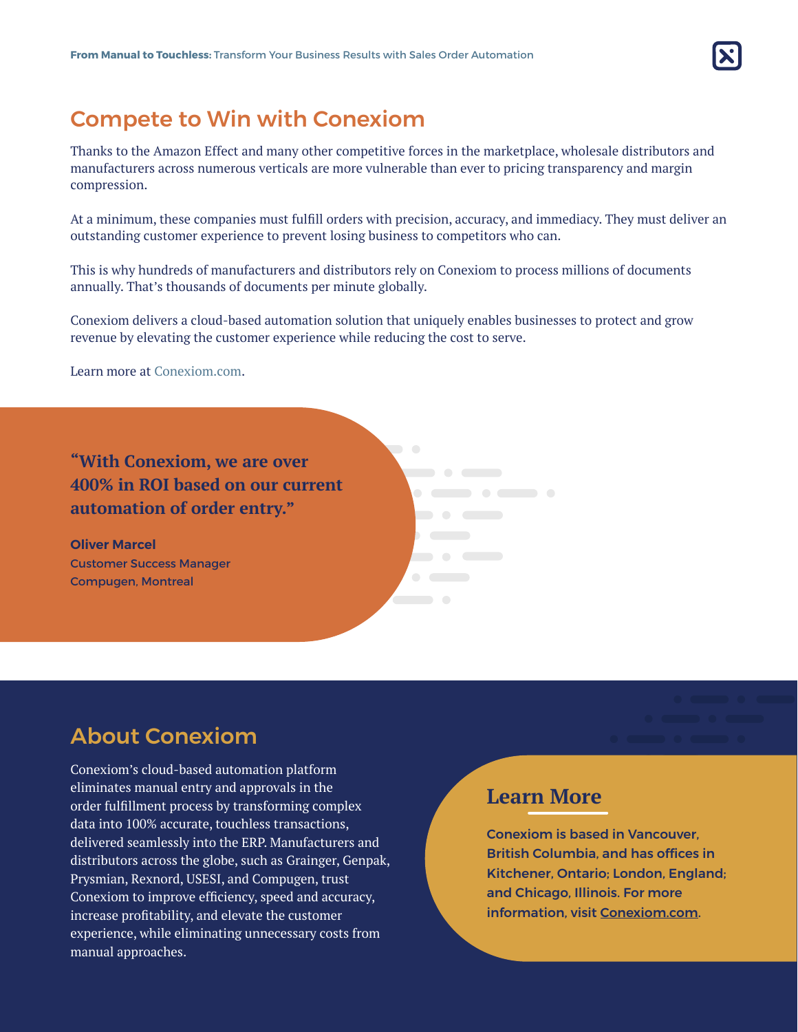## Compete to Win with Conexiom

Thanks to the Amazon Effect and many other competitive forces in the marketplace, wholesale distributors and manufacturers across numerous verticals are more vulnerable than ever to pricing transparency and margin compression.

At a minimum, these companies must fulfill orders with precision, accuracy, and immediacy. They must deliver an outstanding customer experience to prevent losing business to competitors who can.

This is why hundreds of manufacturers and distributors rely on Conexiom to process millions of documents annually. That's thousands of documents per minute globally.

Conexiom delivers a cloud-based automation solution that uniquely enables businesses to protect and grow revenue by elevating the customer experience while reducing the cost to serve.

Learn more at Conexiom.com.

> **"With Conexiom, we are over 400% in ROI based on our current automation of order entry."**
>
> **Oliver Marcel**
> Customer Success Manager
> Compugen, Montreal

## About Conexiom

Conexiom's cloud-based automation platform eliminates manual entry and approvals in the order fulfillment process by transforming complex data into 100% accurate, touchless transactions, delivered seamlessly into the ERP. Manufacturers and distributors across the globe, such as Grainger, Genpak, Prysmian, Rexnord, USESI, and Compugen, trust Conexiom to improve efficiency, speed and accuracy, increase profitability, and elevate the customer experience, while eliminating unnecessary costs from manual approaches.

### Learn More

**Conexiom is based in Vancouver, British Columbia, and has offices in Kitchener, Ontario; London, England; and Chicago, Illinois. For more information, visit Conexiom.com.**